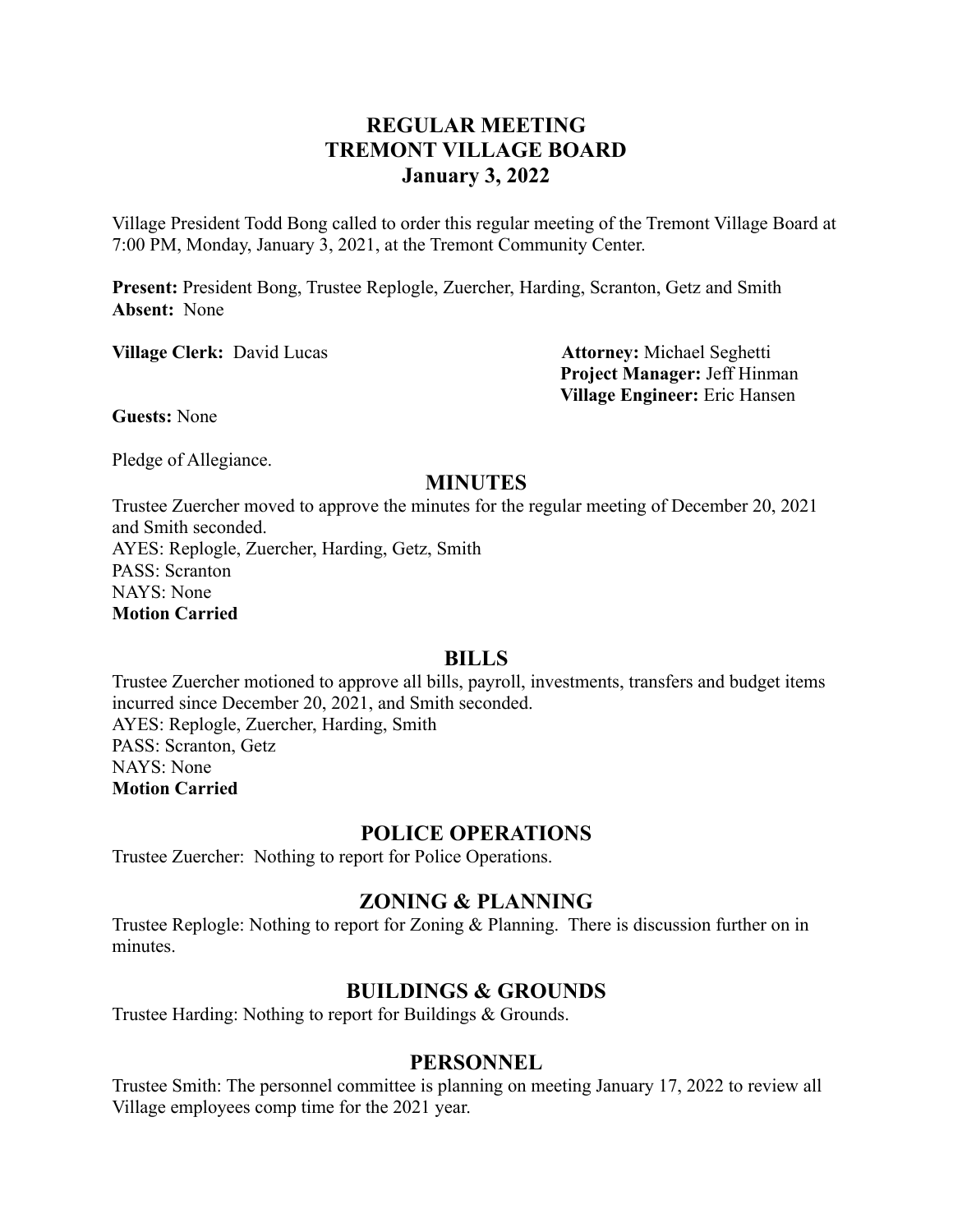# REGULAR MEETING
# TREMONT VILLAGE BOARD
# January 3, 2022

Village President Todd Bong called to order this regular meeting of the Tremont Village Board at 7:00 PM, Monday, January 3, 2021, at the Tremont Community Center.

**Present:** President Bong, Trustee Replogle, Zuercher, Harding, Scranton, Getz and Smith
**Absent:** None

**Village Clerk:** David Lucas

**Attorney:** Michael Seghetti
**Project Manager:** Jeff Hinman
**Village Engineer:** Eric Hansen

**Guests:** None

Pledge of Allegiance.

## MINUTES

Trustee Zuercher moved to approve the minutes for the regular meeting of December 20, 2021 and Smith seconded.
AYES: Replogle, Zuercher, Harding, Getz, Smith
PASS: Scranton
NAYS: None
**Motion Carried**

## BILLS

Trustee Zuercher motioned to approve all bills, payroll, investments, transfers and budget items incurred since December 20, 2021, and Smith seconded.
AYES: Replogle, Zuercher, Harding, Smith
PASS: Scranton, Getz
NAYS: None
**Motion Carried**

## POLICE OPERATIONS

Trustee Zuercher: Nothing to report for Police Operations.

## ZONING & PLANNING

Trustee Replogle: Nothing to report for Zoning & Planning. There is discussion further on in minutes.

## BUILDINGS & GROUNDS

Trustee Harding: Nothing to report for Buildings & Grounds.

## PERSONNEL

Trustee Smith: The personnel committee is planning on meeting January 17, 2022 to review all Village employees comp time for the 2021 year.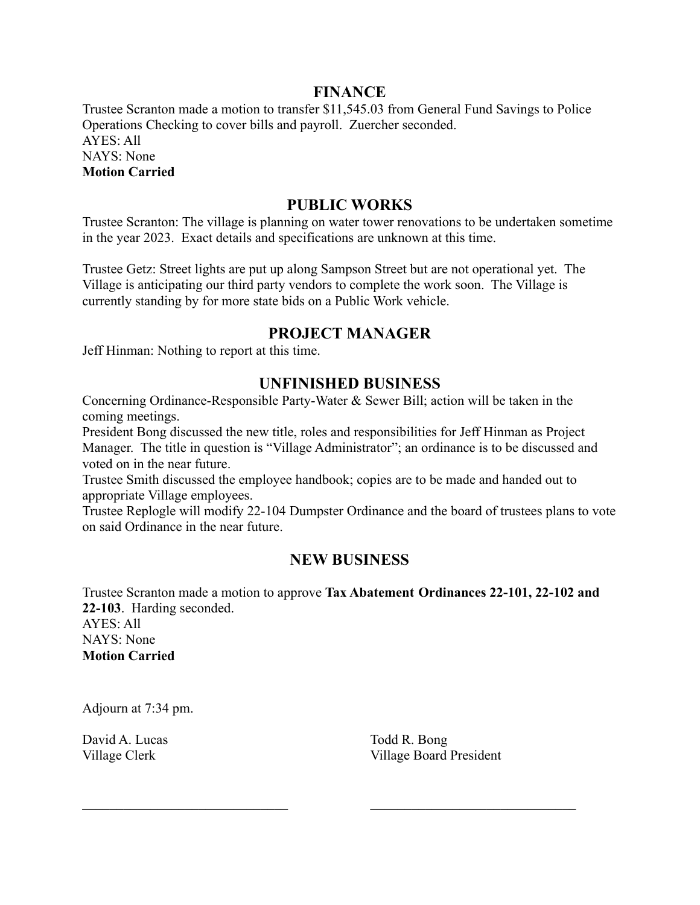## FINANCE

Trustee Scranton made a motion to transfer $11,545.03 from General Fund Savings to Police Operations Checking to cover bills and payroll. Zuercher seconded.
AYES: All
NAYS: None
**Motion Carried**

## PUBLIC WORKS

Trustee Scranton: The village is planning on water tower renovations to be undertaken sometime in the year 2023. Exact details and specifications are unknown at this time.

Trustee Getz: Street lights are put up along Sampson Street but are not operational yet. The Village is anticipating our third party vendors to complete the work soon. The Village is currently standing by for more state bids on a Public Work vehicle.

## PROJECT MANAGER

Jeff Hinman: Nothing to report at this time.

## UNFINISHED BUSINESS

Concerning Ordinance-Responsible Party-Water & Sewer Bill; action will be taken in the coming meetings.
President Bong discussed the new title, roles and responsibilities for Jeff Hinman as Project Manager. The title in question is "Village Administrator"; an ordinance is to be discussed and voted on in the near future.
Trustee Smith discussed the employee handbook; copies are to be made and handed out to appropriate Village employees.
Trustee Replogle will modify 22-104 Dumpster Ordinance and the board of trustees plans to vote on said Ordinance in the near future.

## NEW BUSINESS

Trustee Scranton made a motion to approve **Tax Abatement Ordinances 22-101, 22-102 and 22-103**. Harding seconded.
AYES: All
NAYS: None
**Motion Carried**

Adjourn at 7:34 pm.

David A. Lucas
Village Clerk

______________________________

Todd R. Bong
Village Board President

______________________________